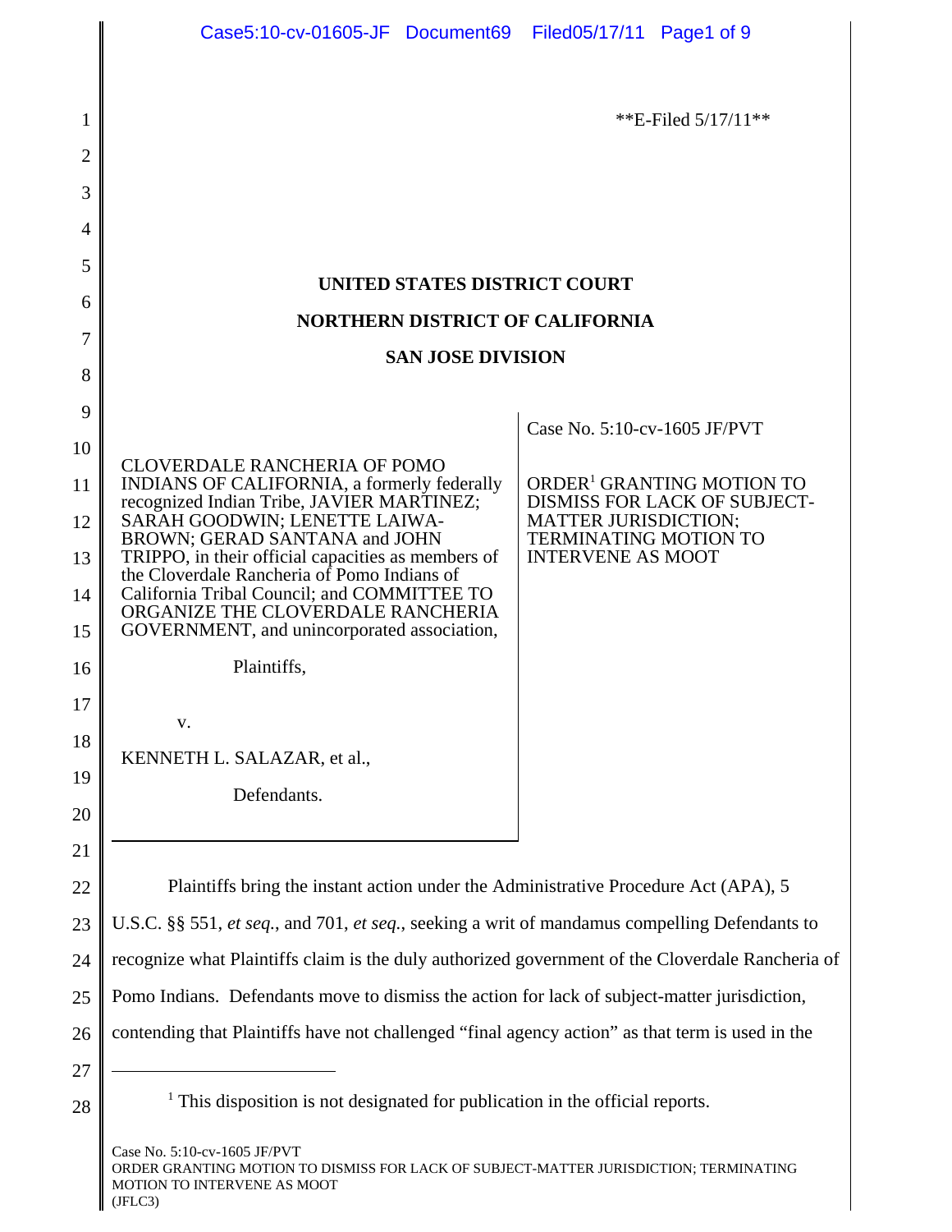**E-Filed 5/17/11**

**UNITED STATES DISTRICT COURT**

**NORTHERN DISTRICT OF CALIFORNIA**

**SAN JOSE DIVISION**

CLOVERDALE RANCHERIA OF POMO INDIANS OF CALIFORNIA, a formerly federally recognized Indian Tribe, JAVIER MARTINEZ; SARAH GOODWIN; LENETTE LAIWA-BROWN; GERAD SANTANA and JOHN TRIPPO, in their official capacities as members of the Cloverdale Rancheria of Pomo Indians of California Tribal Council; and COMMITTEE TO ORGANIZE THE CLOVERDALE RANCHERIA GOVERNMENT, and unincorporated association,

Plaintiffs,

v.

KENNETH L. SALAZAR, et al.,

Defendants.

Case No. 5:10-cv-1605 JF/PVT

ORDER[1] GRANTING MOTION TO DISMISS FOR LACK OF SUBJECT-MATTER JURISDICTION; TERMINATING MOTION TO INTERVENE AS MOOT

Plaintiffs bring the instant action under the Administrative Procedure Act (APA), 5 U.S.C. §§ 551, *et seq.*, and 701, *et seq.*, seeking a writ of mandamus compelling Defendants to recognize what Plaintiffs claim is the duly authorized government of the Cloverdale Rancheria of Pomo Indians. Defendants move to dismiss the action for lack of subject-matter jurisdiction, contending that Plaintiffs have not challenged "final agency action" as that term is used in the

[1] This disposition is not designated for publication in the official reports.

Case No. 5:10-cv-1605 JF/PVT
ORDER GRANTING MOTION TO DISMISS FOR LACK OF SUBJECT-MATTER JURISDICTION; TERMINATING MOTION TO INTERVENE AS MOOT
(JFLC3)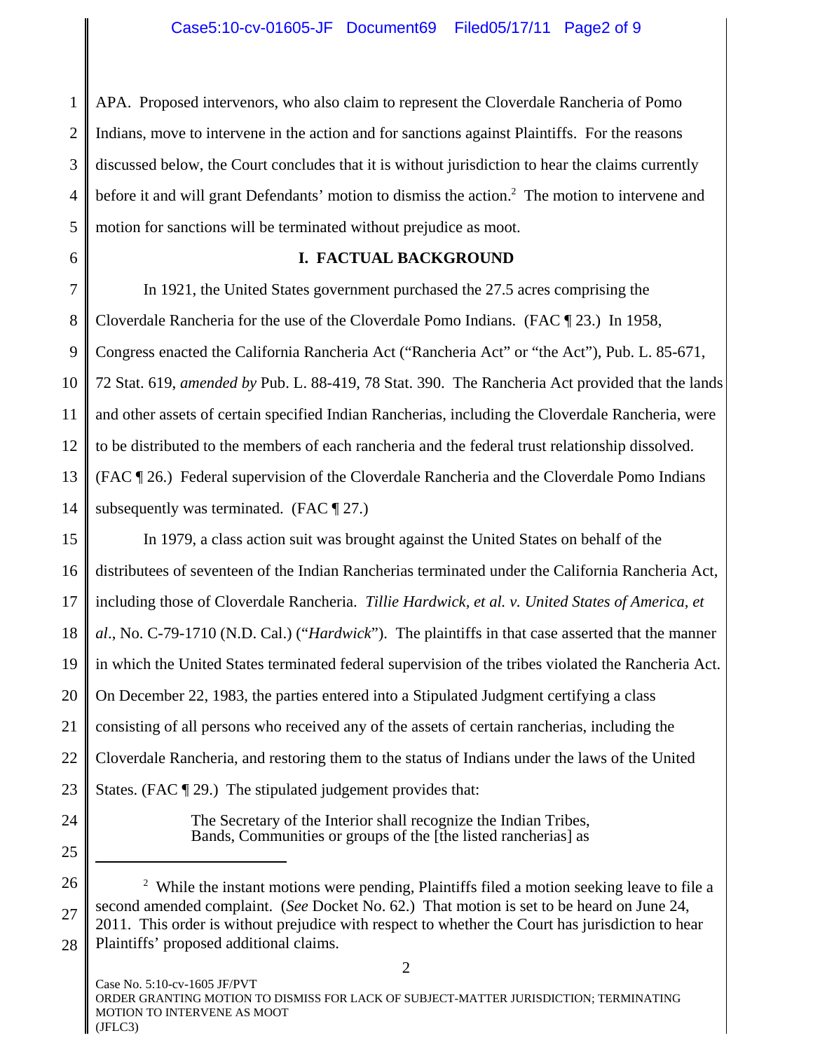APA. Proposed intervenors, who also claim to represent the Cloverdale Rancheria of Pomo Indians, move to intervene in the action and for sanctions against Plaintiffs. For the reasons discussed below, the Court concludes that it is without jurisdiction to hear the claims currently before it and will grant Defendants' motion to dismiss the action.[2] The motion to intervene and motion for sanctions will be terminated without prejudice as moot.

## I. FACTUAL BACKGROUND

In 1921, the United States government purchased the 27.5 acres comprising the Cloverdale Rancheria for the use of the Cloverdale Pomo Indians. (FAC ¶ 23.) In 1958, Congress enacted the California Rancheria Act ("Rancheria Act" or "the Act"), Pub. L. 85-671, 72 Stat. 619, *amended by* Pub. L. 88-419, 78 Stat. 390. The Rancheria Act provided that the lands and other assets of certain specified Indian Rancherias, including the Cloverdale Rancheria, were to be distributed to the members of each rancheria and the federal trust relationship dissolved. (FAC ¶ 26.) Federal supervision of the Cloverdale Rancheria and the Cloverdale Pomo Indians subsequently was terminated. (FAC ¶ 27.)

In 1979, a class action suit was brought against the United States on behalf of the distributees of seventeen of the Indian Rancherias terminated under the California Rancheria Act, including those of Cloverdale Rancheria. *Tillie Hardwick, et al. v. United States of America, et al.*, No. C-79-1710 (N.D. Cal.) ("*Hardwick*"). The plaintiffs in that case asserted that the manner in which the United States terminated federal supervision of the tribes violated the Rancheria Act. On December 22, 1983, the parties entered into a Stipulated Judgment certifying a class consisting of all persons who received any of the assets of certain rancherias, including the Cloverdale Rancheria, and restoring them to the status of Indians under the laws of the United States. (FAC ¶ 29.) The stipulated judgement provides that:

> The Secretary of the Interior shall recognize the Indian Tribes, Bands, Communities or groups of the [the listed rancherias] as

---

[2] While the instant motions were pending, Plaintiffs filed a motion seeking leave to file a second amended complaint. (*See* Docket No. 62.) That motion is set to be heard on June 24, 2011. This order is without prejudice with respect to whether the Court has jurisdiction to hear Plaintiffs' proposed additional claims.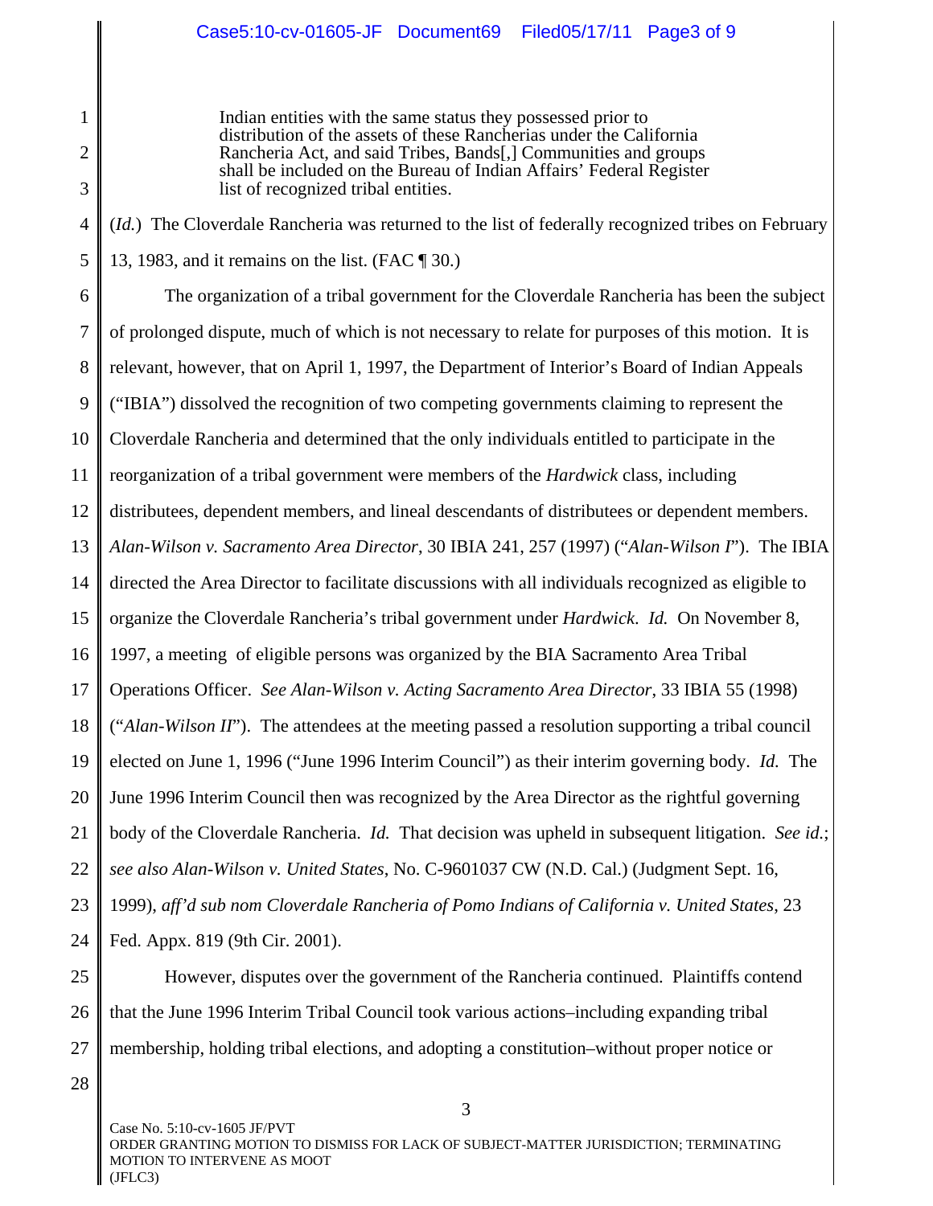> Indian entities with the same status they possessed prior to distribution of the assets of these Rancherias under the California Rancheria Act, and said Tribes, Bands[,] Communities and groups shall be included on the Bureau of Indian Affairs' Federal Register list of recognized tribal entities.

(*Id.*) The Cloverdale Rancheria was returned to the list of federally recognized tribes on February 13, 1983, and it remains on the list. (FAC ¶ 30.)

The organization of a tribal government for the Cloverdale Rancheria has been the subject of prolonged dispute, much of which is not necessary to relate for purposes of this motion. It is relevant, however, that on April 1, 1997, the Department of Interior's Board of Indian Appeals ("IBIA") dissolved the recognition of two competing governments claiming to represent the Cloverdale Rancheria and determined that the only individuals entitled to participate in the reorganization of a tribal government were members of the *Hardwick* class, including distributees, dependent members, and lineal descendants of distributees or dependent members. *Alan-Wilson v. Sacramento Area Director*, 30 IBIA 241, 257 (1997) ("*Alan-Wilson I*"). The IBIA directed the Area Director to facilitate discussions with all individuals recognized as eligible to organize the Cloverdale Rancheria's tribal government under *Hardwick*. *Id.* On November 8, 1997, a meeting of eligible persons was organized by the BIA Sacramento Area Tribal Operations Officer. *See Alan-Wilson v. Acting Sacramento Area Director*, 33 IBIA 55 (1998) ("*Alan-Wilson II*"). The attendees at the meeting passed a resolution supporting a tribal council elected on June 1, 1996 ("June 1996 Interim Council") as their interim governing body. *Id.* The June 1996 Interim Council then was recognized by the Area Director as the rightful governing body of the Cloverdale Rancheria. *Id.* That decision was upheld in subsequent litigation. *See id.*; *see also Alan-Wilson v. United States*, No. C-9601037 CW (N.D. Cal.) (Judgment Sept. 16, 1999), *aff'd sub nom Cloverdale Rancheria of Pomo Indians of California v. United States*, 23 Fed. Appx. 819 (9th Cir. 2001).

However, disputes over the government of the Rancheria continued. Plaintiffs contend that the June 1996 Interim Tribal Council took various actions–including expanding tribal membership, holding tribal elections, and adopting a constitution–without proper notice or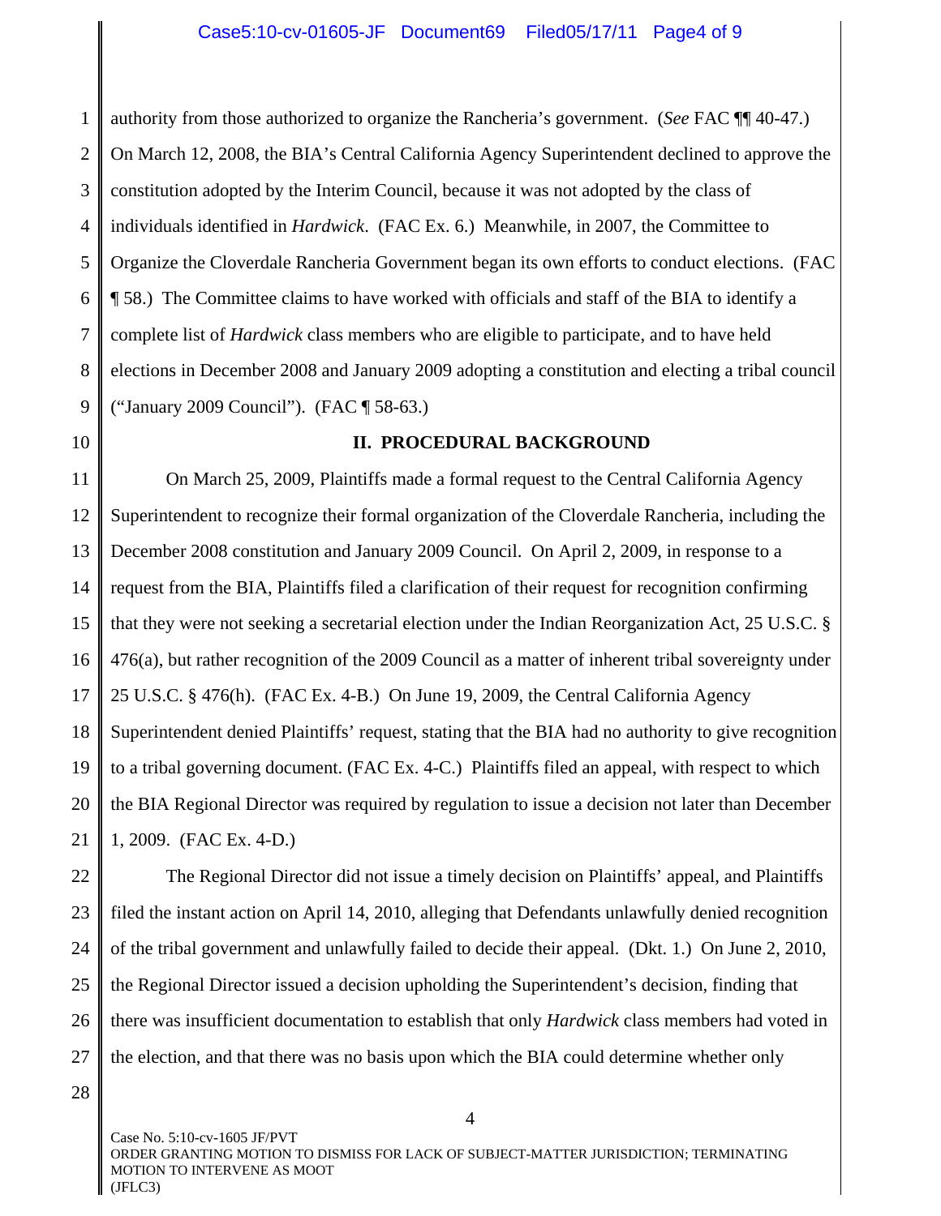authority from those authorized to organize the Rancheria's government. (*See* FAC ¶¶ 40-47.) On March 12, 2008, the BIA's Central California Agency Superintendent declined to approve the constitution adopted by the Interim Council, because it was not adopted by the class of individuals identified in *Hardwick*. (FAC Ex. 6.) Meanwhile, in 2007, the Committee to Organize the Cloverdale Rancheria Government began its own efforts to conduct elections. (FAC ¶ 58.) The Committee claims to have worked with officials and staff of the BIA to identify a complete list of *Hardwick* class members who are eligible to participate, and to have held elections in December 2008 and January 2009 adopting a constitution and electing a tribal council ("January 2009 Council"). (FAC ¶ 58-63.)

## II. PROCEDURAL BACKGROUND

On March 25, 2009, Plaintiffs made a formal request to the Central California Agency Superintendent to recognize their formal organization of the Cloverdale Rancheria, including the December 2008 constitution and January 2009 Council. On April 2, 2009, in response to a request from the BIA, Plaintiffs filed a clarification of their request for recognition confirming that they were not seeking a secretarial election under the Indian Reorganization Act, 25 U.S.C. § 476(a), but rather recognition of the 2009 Council as a matter of inherent tribal sovereignty under 25 U.S.C. § 476(h). (FAC Ex. 4-B.) On June 19, 2009, the Central California Agency Superintendent denied Plaintiffs' request, stating that the BIA had no authority to give recognition to a tribal governing document. (FAC Ex. 4-C.) Plaintiffs filed an appeal, with respect to which the BIA Regional Director was required by regulation to issue a decision not later than December 1, 2009. (FAC Ex. 4-D.)

The Regional Director did not issue a timely decision on Plaintiffs' appeal, and Plaintiffs filed the instant action on April 14, 2010, alleging that Defendants unlawfully denied recognition of the tribal government and unlawfully failed to decide their appeal. (Dkt. 1.) On June 2, 2010, the Regional Director issued a decision upholding the Superintendent's decision, finding that there was insufficient documentation to establish that only *Hardwick* class members had voted in the election, and that there was no basis upon which the BIA could determine whether only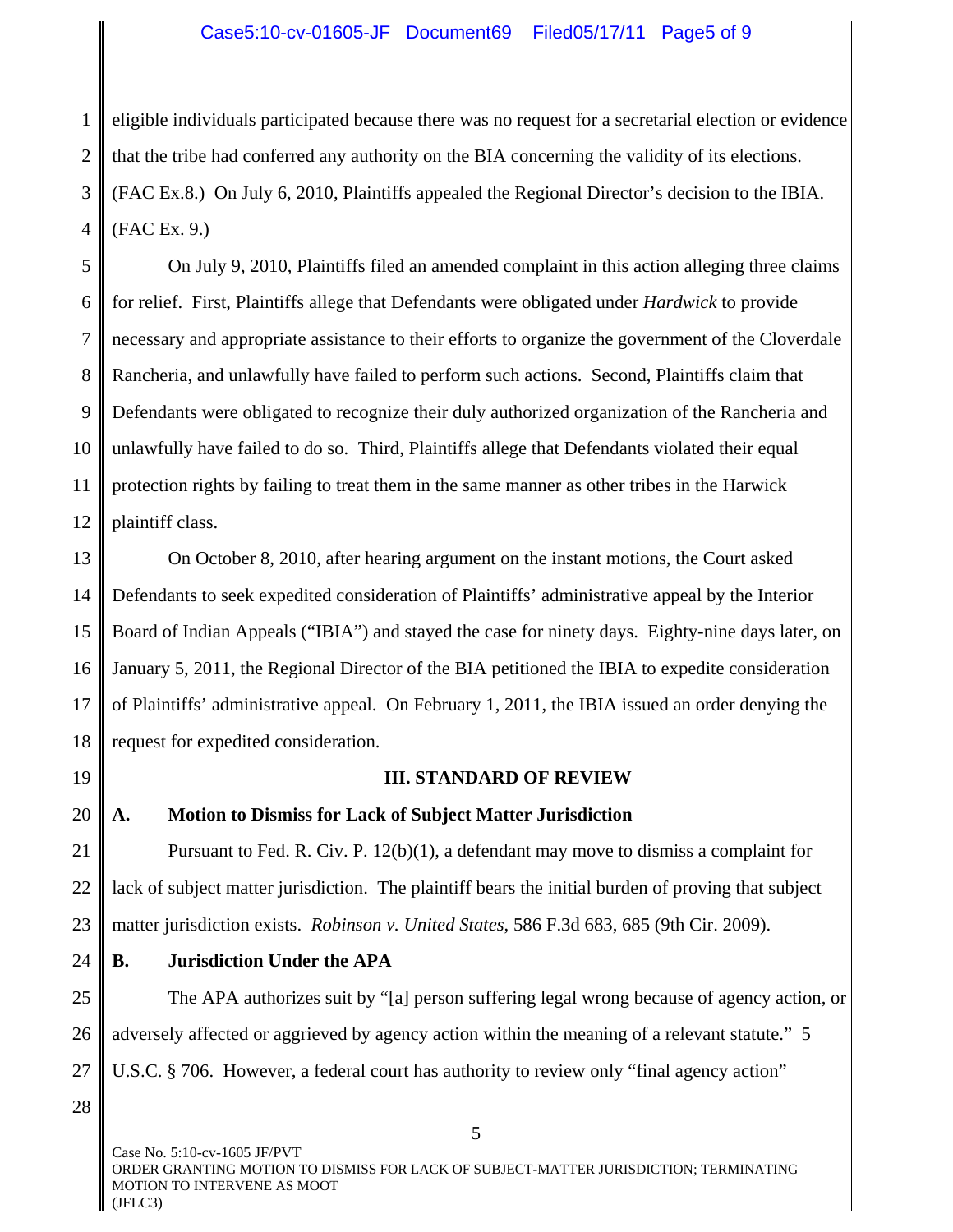eligible individuals participated because there was no request for a secretarial election or evidence that the tribe had conferred any authority on the BIA concerning the validity of its elections. (FAC Ex.8.) On July 6, 2010, Plaintiffs appealed the Regional Director's decision to the IBIA. (FAC Ex. 9.)

On July 9, 2010, Plaintiffs filed an amended complaint in this action alleging three claims for relief. First, Plaintiffs allege that Defendants were obligated under *Hardwick* to provide necessary and appropriate assistance to their efforts to organize the government of the Cloverdale Rancheria, and unlawfully have failed to perform such actions. Second, Plaintiffs claim that Defendants were obligated to recognize their duly authorized organization of the Rancheria and unlawfully have failed to do so. Third, Plaintiffs allege that Defendants violated their equal protection rights by failing to treat them in the same manner as other tribes in the Harwick plaintiff class.

On October 8, 2010, after hearing argument on the instant motions, the Court asked Defendants to seek expedited consideration of Plaintiffs' administrative appeal by the Interior Board of Indian Appeals ("IBIA") and stayed the case for ninety days. Eighty-nine days later, on January 5, 2011, the Regional Director of the BIA petitioned the IBIA to expedite consideration of Plaintiffs' administrative appeal. On February 1, 2011, the IBIA issued an order denying the request for expedited consideration.

## III. STANDARD OF REVIEW

### A. Motion to Dismiss for Lack of Subject Matter Jurisdiction

Pursuant to Fed. R. Civ. P. 12(b)(1), a defendant may move to dismiss a complaint for lack of subject matter jurisdiction. The plaintiff bears the initial burden of proving that subject matter jurisdiction exists. *Robinson v. United States*, 586 F.3d 683, 685 (9th Cir. 2009).

### B. Jurisdiction Under the APA

The APA authorizes suit by "[a] person suffering legal wrong because of agency action, or adversely affected or aggrieved by agency action within the meaning of a relevant statute." 5 U.S.C. § 706. However, a federal court has authority to review only "final agency action"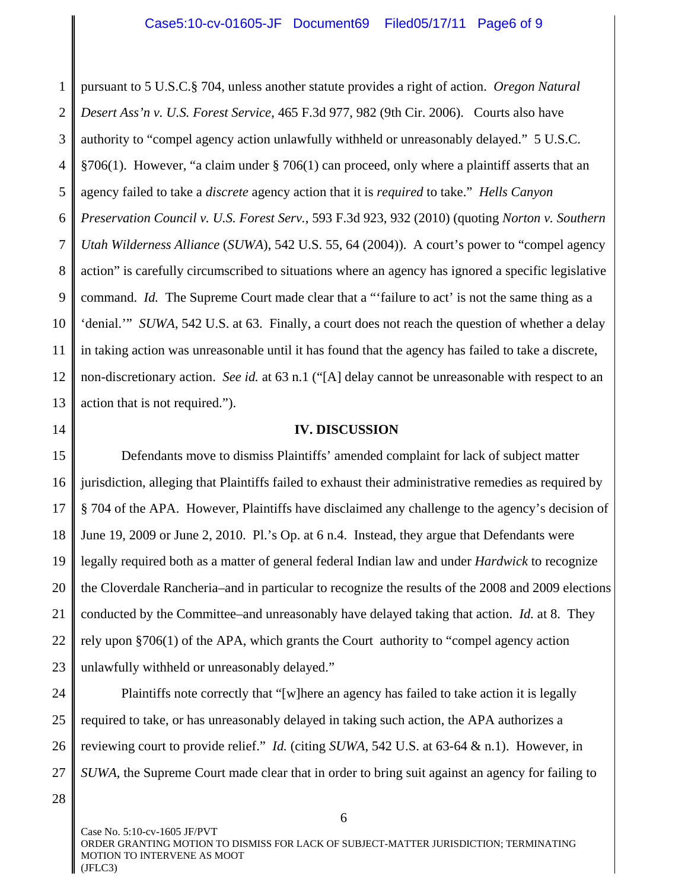pursuant to 5 U.S.C.§ 704, unless another statute provides a right of action. *Oregon Natural Desert Ass'n v. U.S. Forest Service*, 465 F.3d 977, 982 (9th Cir. 2006). Courts also have authority to "compel agency action unlawfully withheld or unreasonably delayed." 5 U.S.C. §706(1). However, "a claim under § 706(1) can proceed, only where a plaintiff asserts that an agency failed to take a *discrete* agency action that it is *required* to take." *Hells Canyon Preservation Council v. U.S. Forest Serv.*, 593 F.3d 923, 932 (2010) (quoting *Norton v. Southern Utah Wilderness Alliance* (*SUWA*), 542 U.S. 55, 64 (2004)). A court's power to "compel agency action" is carefully circumscribed to situations where an agency has ignored a specific legislative command. *Id.* The Supreme Court made clear that a "'failure to act' is not the same thing as a 'denial.'" *SUWA*, 542 U.S. at 63. Finally, a court does not reach the question of whether a delay in taking action was unreasonable until it has found that the agency has failed to take a discrete, non-discretionary action. *See id.* at 63 n.1 ("[A] delay cannot be unreasonable with respect to an action that is not required.").

## IV. DISCUSSION

Defendants move to dismiss Plaintiffs' amended complaint for lack of subject matter jurisdiction, alleging that Plaintiffs failed to exhaust their administrative remedies as required by § 704 of the APA. However, Plaintiffs have disclaimed any challenge to the agency's decision of June 19, 2009 or June 2, 2010. Pl.'s Op. at 6 n.4. Instead, they argue that Defendants were legally required both as a matter of general federal Indian law and under *Hardwick* to recognize the Cloverdale Rancheria–and in particular to recognize the results of the 2008 and 2009 elections conducted by the Committee–and unreasonably have delayed taking that action. *Id.* at 8. They rely upon §706(1) of the APA, which grants the Court authority to "compel agency action unlawfully withheld or unreasonably delayed."

Plaintiffs note correctly that "[w]here an agency has failed to take action it is legally required to take, or has unreasonably delayed in taking such action, the APA authorizes a reviewing court to provide relief." *Id.* (citing *SUWA*, 542 U.S. at 63-64 & n.1). However, in *SUWA*, the Supreme Court made clear that in order to bring suit against an agency for failing to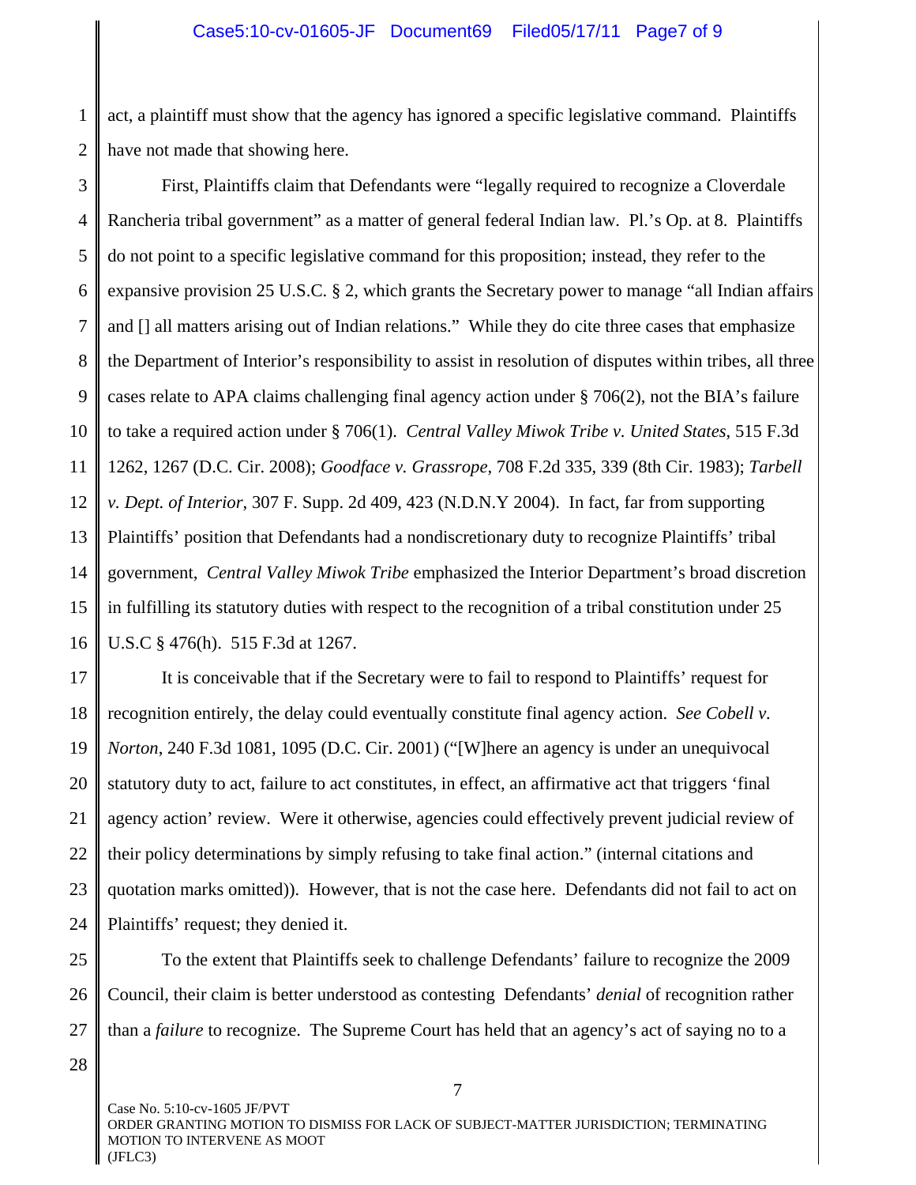act, a plaintiff must show that the agency has ignored a specific legislative command. Plaintiffs have not made that showing here.

First, Plaintiffs claim that Defendants were "legally required to recognize a Cloverdale Rancheria tribal government" as a matter of general federal Indian law. Pl.'s Op. at 8. Plaintiffs do not point to a specific legislative command for this proposition; instead, they refer to the expansive provision 25 U.S.C. § 2, which grants the Secretary power to manage "all Indian affairs and [] all matters arising out of Indian relations." While they do cite three cases that emphasize the Department of Interior's responsibility to assist in resolution of disputes within tribes, all three cases relate to APA claims challenging final agency action under § 706(2), not the BIA's failure to take a required action under § 706(1). *Central Valley Miwok Tribe v. United States*, 515 F.3d 1262, 1267 (D.C. Cir. 2008); *Goodface v. Grassrope*, 708 F.2d 335, 339 (8th Cir. 1983); *Tarbell v. Dept. of Interior*, 307 F. Supp. 2d 409, 423 (N.D.N.Y 2004). In fact, far from supporting Plaintiffs' position that Defendants had a nondiscretionary duty to recognize Plaintiffs' tribal government, *Central Valley Miwok Tribe* emphasized the Interior Department's broad discretion in fulfilling its statutory duties with respect to the recognition of a tribal constitution under 25 U.S.C § 476(h). 515 F.3d at 1267.

It is conceivable that if the Secretary were to fail to respond to Plaintiffs' request for recognition entirely, the delay could eventually constitute final agency action. *See Cobell v. Norton*, 240 F.3d 1081, 1095 (D.C. Cir. 2001) ("[W]here an agency is under an unequivocal statutory duty to act, failure to act constitutes, in effect, an affirmative act that triggers 'final agency action' review. Were it otherwise, agencies could effectively prevent judicial review of their policy determinations by simply refusing to take final action." (internal citations and quotation marks omitted)). However, that is not the case here. Defendants did not fail to act on Plaintiffs' request; they denied it.

To the extent that Plaintiffs seek to challenge Defendants' failure to recognize the 2009 Council, their claim is better understood as contesting Defendants' *denial* of recognition rather than a *failure* to recognize. The Supreme Court has held that an agency's act of saying no to a

Case No. 5:10-cv-1605 JF/PVT
ORDER GRANTING MOTION TO DISMISS FOR LACK OF SUBJECT-MATTER JURISDICTION; TERMINATING MOTION TO INTERVENE AS MOOT
(JFLC3)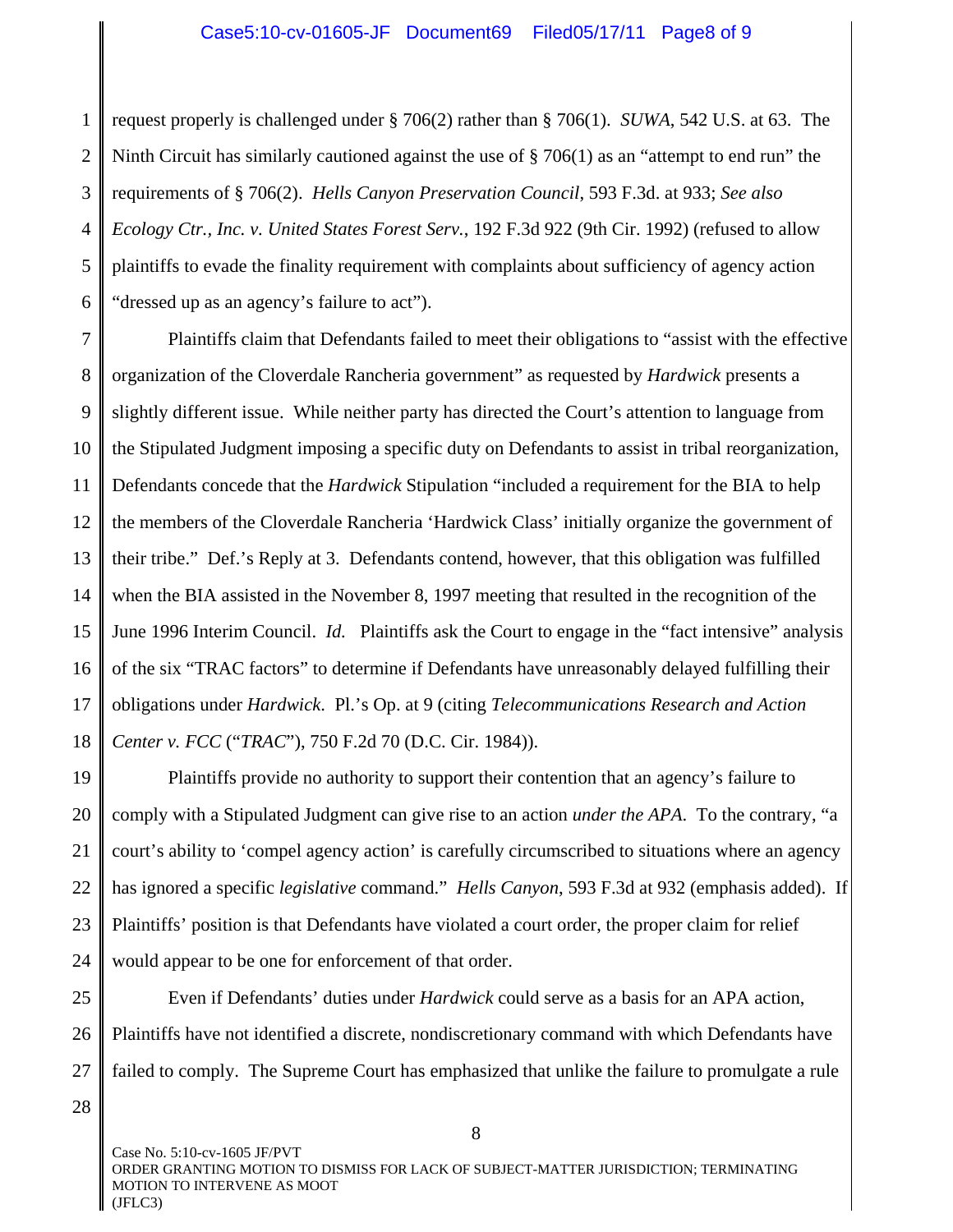request properly is challenged under § 706(2) rather than § 706(1). *SUWA*, 542 U.S. at 63. The Ninth Circuit has similarly cautioned against the use of § 706(1) as an "attempt to end run" the requirements of § 706(2). *Hells Canyon Preservation Council*, 593 F.3d. at 933; *See also Ecology Ctr., Inc. v. United States Forest Serv.*, 192 F.3d 922 (9th Cir. 1992) (refused to allow plaintiffs to evade the finality requirement with complaints about sufficiency of agency action "dressed up as an agency's failure to act").

Plaintiffs claim that Defendants failed to meet their obligations to "assist with the effective organization of the Cloverdale Rancheria government" as requested by *Hardwick* presents a slightly different issue. While neither party has directed the Court's attention to language from the Stipulated Judgment imposing a specific duty on Defendants to assist in tribal reorganization, Defendants concede that the *Hardwick* Stipulation "included a requirement for the BIA to help the members of the Cloverdale Rancheria 'Hardwick Class' initially organize the government of their tribe." Def.'s Reply at 3. Defendants contend, however, that this obligation was fulfilled when the BIA assisted in the November 8, 1997 meeting that resulted in the recognition of the June 1996 Interim Council. *Id.* Plaintiffs ask the Court to engage in the "fact intensive" analysis of the six "TRAC factors" to determine if Defendants have unreasonably delayed fulfilling their obligations under *Hardwick*. Pl.'s Op. at 9 (citing *Telecommunications Research and Action Center v. FCC* ("*TRAC*"), 750 F.2d 70 (D.C. Cir. 1984)).

Plaintiffs provide no authority to support their contention that an agency's failure to comply with a Stipulated Judgment can give rise to an action *under the APA*. To the contrary, "a court's ability to 'compel agency action' is carefully circumscribed to situations where an agency has ignored a specific *legislative* command." *Hells Canyon*, 593 F.3d at 932 (emphasis added). If Plaintiffs' position is that Defendants have violated a court order, the proper claim for relief would appear to be one for enforcement of that order.

Even if Defendants' duties under *Hardwick* could serve as a basis for an APA action, Plaintiffs have not identified a discrete, nondiscretionary command with which Defendants have failed to comply. The Supreme Court has emphasized that unlike the failure to promulgate a rule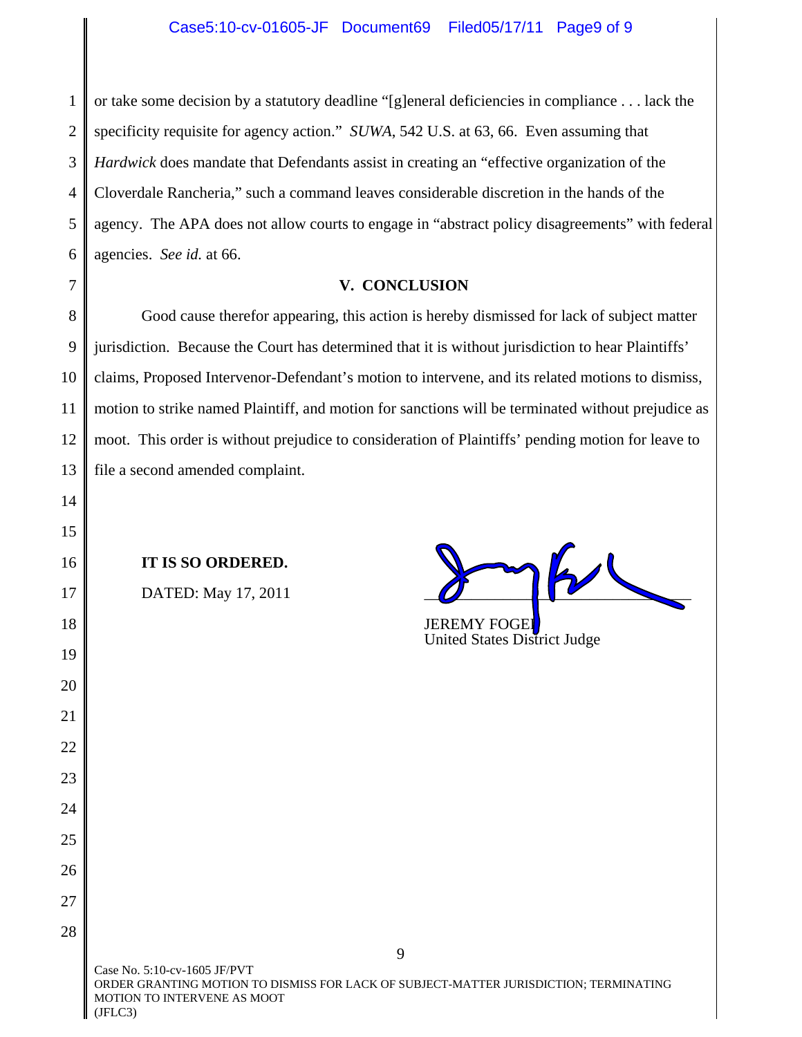or take some decision by a statutory deadline "[g]eneral deficiencies in compliance . . . lack the specificity requisite for agency action." *SUWA*, 542 U.S. at 63, 66. Even assuming that *Hardwick* does mandate that Defendants assist in creating an "effective organization of the Cloverdale Rancheria," such a command leaves considerable discretion in the hands of the agency. The APA does not allow courts to engage in "abstract policy disagreements" with federal agencies. *See id.* at 66.

## V. CONCLUSION

Good cause therefor appearing, this action is hereby dismissed for lack of subject matter jurisdiction. Because the Court has determined that it is without jurisdiction to hear Plaintiffs' claims, Proposed Intervenor-Defendant's motion to intervene, and its related motions to dismiss, motion to strike named Plaintiff, and motion for sanctions will be terminated without prejudice as moot. This order is without prejudice to consideration of Plaintiffs' pending motion for leave to file a second amended complaint.

**IT IS SO ORDERED.**

DATED: May 17, 2011

JEREMY FOGEL
United States District Judge

Case No. 5:10-cv-1605 JF/PVT
ORDER GRANTING MOTION TO DISMISS FOR LACK OF SUBJECT-MATTER JURISDICTION; TERMINATING MOTION TO INTERVENE AS MOOT
(JFLC3)